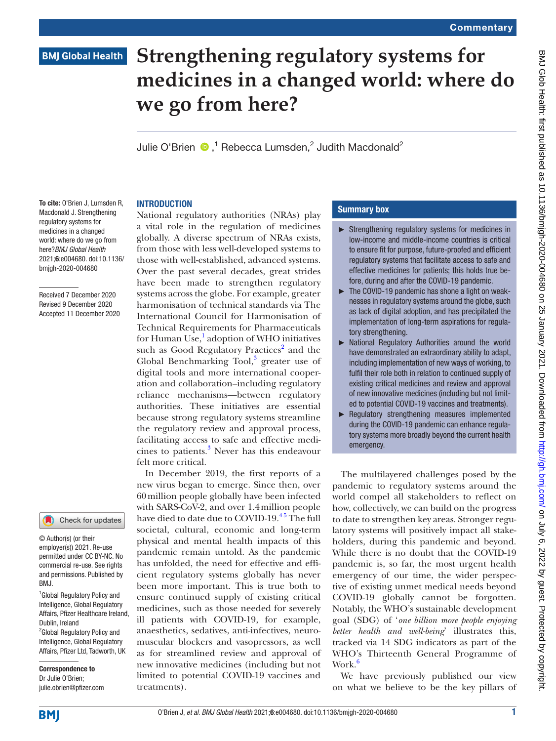Commentary

# Strengthening regulatory systems for medicines in a changed world: where do we go from here?

Julie O'Brien ,[1] Rebecca Lumsden,[2] Judith Macdonald[2]

**To cite:** O'Brien J, Lumsden R, Macdonald J. Strengthening regulatory systems for medicines in a changed world: where do we go from here?*BMJ Global Health* 2021;**6**:e004680. doi:10.1136/bmjgh-2020-004680

Received 7 December 2020
Revised 9 December 2020
Accepted 11 December 2020

© Author(s) (or their employer(s)) 2021. Re-use permitted under CC BY-NC. No commercial re-use. See rights and permissions. Published by BMJ.

[1]Global Regulatory Policy and Intelligence, Global Regulatory Affairs, Pfizer Healthcare Ireland, Dublin, Ireland
[2]Global Regulatory Policy and Intelligence, Global Regulatory Affairs, Pfizer Ltd, Tadworth, UK

**Correspondence to**
Dr Julie O'Brien;
julie.obrien@pfizer.com

## INTRODUCTION

National regulatory authorities (NRAs) play a vital role in the regulation of medicines globally. A diverse spectrum of NRAs exists, from those with less well-developed systems to those with well-established, advanced systems. Over the past several decades, great strides have been made to strengthen regulatory systems across the globe. For example, greater harmonisation of technical standards via The International Council for Harmonisation of Technical Requirements for Pharmaceuticals for Human Use,[1] adoption of WHO initiatives such as Good Regulatory Practices[2] and the Global Benchmarking Tool,[3] greater use of digital tools and more international cooperation and collaboration–including regulatory reliance mechanisms—between regulatory authorities. These initiatives are essential because strong regulatory systems streamline the regulatory review and approval process, facilitating access to safe and effective medicines to patients.[3] Never has this endeavour felt more critical.

In December 2019, the first reports of a new virus began to emerge. Since then, over 60 million people globally have been infected with SARS-CoV-2, and over 1.4 million people have died to date due to COVID-19.[4,5] The full societal, cultural, economic and long-term physical and mental health impacts of this pandemic remain untold. As the pandemic has unfolded, the need for effective and efficient regulatory systems globally has never been more important. This is true both to ensure continued supply of existing critical medicines, such as those needed for severely ill patients with COVID-19, for example, anaesthetics, sedatives, anti-infectives, neuromuscular blockers and vasopressors, as well as for streamlined review and approval of new innovative medicines (including but not limited to potential COVID-19 vaccines and treatments).

> **Summary box**
>
> - Strengthening regulatory systems for medicines in low-income and middle-income countries is critical to ensure fit for purpose, future-proofed and efficient regulatory systems that facilitate access to safe and effective medicines for patients; this holds true before, during and after the COVID-19 pandemic.
> - The COVID-19 pandemic has shone a light on weaknesses in regulatory systems around the globe, such as lack of digital adoption, and has precipitated the implementation of long-term aspirations for regulatory strengthening.
> - National Regulatory Authorities around the world have demonstrated an extraordinary ability to adapt, including implementation of new ways of working, to fulfil their role both in relation to continued supply of existing critical medicines and review and approval of new innovative medicines (including but not limited to potential COVID-19 vaccines and treatments).
> - Regulatory strengthening measures implemented during the COVID-19 pandemic can enhance regulatory systems more broadly beyond the current health emergency.

The multilayered challenges posed by the pandemic to regulatory systems around the world compel all stakeholders to reflect on how, collectively, we can build on the progress to date to strengthen key areas. Stronger regulatory systems will positively impact all stakeholders, during this pandemic and beyond. While there is no doubt that the COVID-19 pandemic is, so far, the most urgent health emergency of our time, the wider perspective of existing unmet medical needs beyond COVID-19 globally cannot be forgotten. Notably, the WHO's sustainable development goal (SDG) of '*one billion more people enjoying better health and well-being*' illustrates this, tracked via 14 SDG indicators as part of the WHO's Thirteenth General Programme of Work.[6]

We have previously published our view on what we believe to be the key pillars of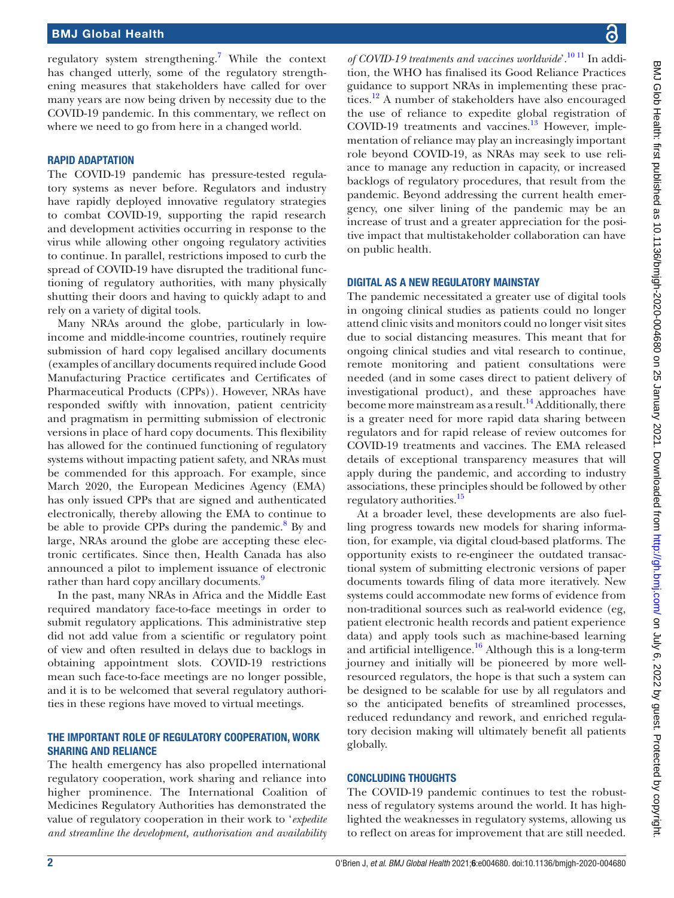regulatory system strengthening.[7] While the context has changed utterly, some of the regulatory strengthening measures that stakeholders have called for over many years are now being driven by necessity due to the COVID-19 pandemic. In this commentary, we reflect on where we need to go from here in a changed world.

## RAPID ADAPTATION

The COVID-19 pandemic has pressure-tested regulatory systems as never before. Regulators and industry have rapidly deployed innovative regulatory strategies to combat COVID-19, supporting the rapid research and development activities occurring in response to the virus while allowing other ongoing regulatory activities to continue. In parallel, restrictions imposed to curb the spread of COVID-19 have disrupted the traditional functioning of regulatory authorities, with many physically shutting their doors and having to quickly adapt to and rely on a variety of digital tools.

Many NRAs around the globe, particularly in low-income and middle-income countries, routinely require submission of hard copy legalised ancillary documents (examples of ancillary documents required include Good Manufacturing Practice certificates and Certificates of Pharmaceutical Products (CPPs)). However, NRAs have responded swiftly with innovation, patient centricity and pragmatism in permitting submission of electronic versions in place of hard copy documents. This flexibility has allowed for the continued functioning of regulatory systems without impacting patient safety, and NRAs must be commended for this approach. For example, since March 2020, the European Medicines Agency (EMA) has only issued CPPs that are signed and authenticated electronically, thereby allowing the EMA to continue to be able to provide CPPs during the pandemic.[8] By and large, NRAs around the globe are accepting these electronic certificates. Since then, Health Canada has also announced a pilot to implement issuance of electronic rather than hard copy ancillary documents.[9]

In the past, many NRAs in Africa and the Middle East required mandatory face-to-face meetings in order to submit regulatory applications. This administrative step did not add value from a scientific or regulatory point of view and often resulted in delays due to backlogs in obtaining appointment slots. COVID-19 restrictions mean such face-to-face meetings are no longer possible, and it is to be welcomed that several regulatory authorities in these regions have moved to virtual meetings.

## THE IMPORTANT ROLE OF REGULATORY COOPERATION, WORK SHARING AND RELIANCE

The health emergency has also propelled international regulatory cooperation, work sharing and reliance into higher prominence. The International Coalition of Medicines Regulatory Authorities has demonstrated the value of regulatory cooperation in their work to '*expedite and streamline the development, authorisation and availability of COVID-19 treatments and vaccines worldwide*'.[10,11] In addition, the WHO has finalised its Good Reliance Practices guidance to support NRAs in implementing these practices.[12] A number of stakeholders have also encouraged the use of reliance to expedite global registration of COVID-19 treatments and vaccines.[13] However, implementation of reliance may play an increasingly important role beyond COVID-19, as NRAs may seek to use reliance to manage any reduction in capacity, or increased backlogs of regulatory procedures, that result from the pandemic. Beyond addressing the current health emergency, one silver lining of the pandemic may be an increase of trust and a greater appreciation for the positive impact that multistakeholder collaboration can have on public health.

## DIGITAL AS A NEW REGULATORY MAINSTAY

The pandemic necessitated a greater use of digital tools in ongoing clinical studies as patients could no longer attend clinic visits and monitors could no longer visit sites due to social distancing measures. This meant that for ongoing clinical studies and vital research to continue, remote monitoring and patient consultations were needed (and in some cases direct to patient delivery of investigational product), and these approaches have become more mainstream as a result.[14] Additionally, there is a greater need for more rapid data sharing between regulators and for rapid release of review outcomes for COVID-19 treatments and vaccines. The EMA released details of exceptional transparency measures that will apply during the pandemic, and according to industry associations, these principles should be followed by other regulatory authorities.[15]

At a broader level, these developments are also fuelling progress towards new models for sharing information, for example, via digital cloud-based platforms. The opportunity exists to re-engineer the outdated transactional system of submitting electronic versions of paper documents towards filing of data more iteratively. New systems could accommodate new forms of evidence from non-traditional sources such as real-world evidence (eg, patient electronic health records and patient experience data) and apply tools such as machine-based learning and artificial intelligence.[16] Although this is a long-term journey and initially will be pioneered by more well-resourced regulators, the hope is that such a system can be designed to be scalable for use by all regulators and so the anticipated benefits of streamlined processes, reduced redundancy and rework, and enriched regulatory decision making will ultimately benefit all patients globally.

## CONCLUDING THOUGHTS

The COVID-19 pandemic continues to test the robustness of regulatory systems around the world. It has highlighted the weaknesses in regulatory systems, allowing us to reflect on areas for improvement that are still needed.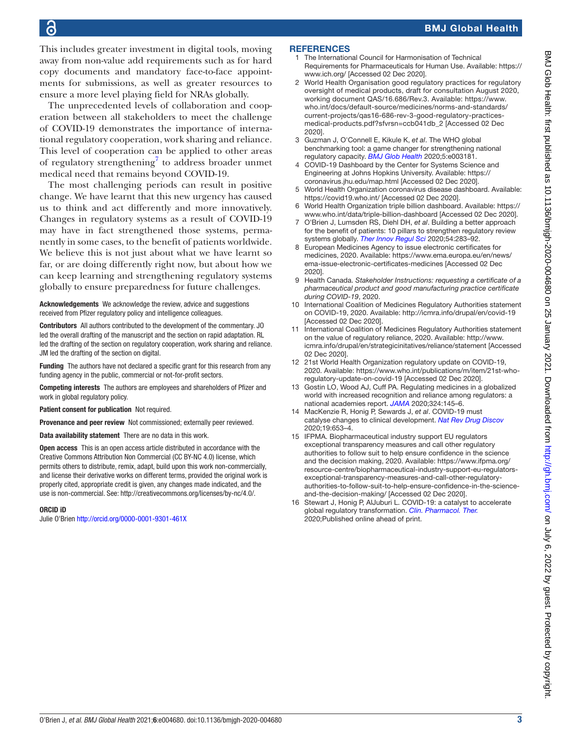This includes greater investment in digital tools, moving away from non-value add requirements such as for hard copy documents and mandatory face-to-face appointments for submissions, as well as greater resources to ensure a more level playing field for NRAs globally.

The unprecedented levels of collaboration and cooperation between all stakeholders to meet the challenge of COVID-19 demonstrates the importance of international regulatory cooperation, work sharing and reliance. This level of cooperation can be applied to other areas of regulatory strengthening[7] to address broader unmet medical need that remains beyond COVID-19.

The most challenging periods can result in positive change. We have learnt that this new urgency has caused us to think and act differently and more innovatively. Changes in regulatory systems as a result of COVID-19 may have in fact strengthened those systems, permanently in some cases, to the benefit of patients worldwide. We believe this is not just about what we have learnt so far, or are doing differently right now, but about how we can keep learning and strengthening regulatory systems globally to ensure preparedness for future challenges.

**Acknowledgements** We acknowledge the review, advice and suggestions received from Pfizer regulatory policy and intelligence colleagues.

**Contributors** All authors contributed to the development of the commentary. JO led the overall drafting of the manuscript and the section on rapid adaptation. RL led the drafting of the section on regulatory cooperation, work sharing and reliance. JM led the drafting of the section on digital.

**Funding** The authors have not declared a specific grant for this research from any funding agency in the public, commercial or not-for-profit sectors.

**Competing interests** The authors are employees and shareholders of Pfizer and work in global regulatory policy.

**Patient consent for publication** Not required.

**Provenance and peer review** Not commissioned; externally peer reviewed.

**Data availability statement** There are no data in this work.

**Open access** This is an open access article distributed in accordance with the Creative Commons Attribution Non Commercial (CC BY-NC 4.0) license, which permits others to distribute, remix, adapt, build upon this work non-commercially, and license their derivative works on different terms, provided the original work is properly cited, appropriate credit is given, any changes made indicated, and the use is non-commercial. See: http://creativecommons.org/licenses/by-nc/4.0/.

**ORCID iD**

Julie O'Brien http://orcid.org/0000-0001-9301-461X

## REFERENCES

1. The International Council for Harmonisation of Technical Requirements for Pharmaceuticals for Human Use. Available: https://www.ich.org/ [Accessed 02 Dec 2020].
2. World Health Organisation good regulatory practices for regulatory oversight of medical products, draft for consultation August 2020, working document QAS/16.686/Rev.3. Available: https://www.who.int/docs/default-source/medicines/norms-and-standards/current-projects/qas16-686-rev-3-good-regulatory-practices-medical-products.pdf?sfvrsn=ccb041db_2 [Accessed 02 Dec 2020].
3. Guzman J, O'Connell E, Kikule K, *et al*. The WHO global benchmarking tool: a game changer for strengthening national regulatory capacity. *BMJ Glob Health* 2020;5:e003181.
4. COVID-19 Dashboard by the Center for Systems Science and Engineering at Johns Hopkins University. Available: https://coronavirus.jhu.edu/map.html [Accessed 02 Dec 2020].
5. World Health Organization coronavirus disease dashboard. Available: https://covid19.who.int/ [Accessed 02 Dec 2020].
6. World Health Organization triple billion dashboard. Available: https://www.who.int/data/triple-billion-dashboard [Accessed 02 Dec 2020].
7. O'Brien J, Lumsden RS, Diehl DH, *et al*. Building a better approach for the benefit of patients: 10 pillars to strengthen regulatory review systems globally. *Ther Innov Regul Sci* 2020;54:283–92.
8. European Medicines Agency to issue electronic certificates for medicines, 2020. Available: https://www.ema.europa.eu/en/news/ema-issue-electronic-certificates-medicines [Accessed 02 Dec 2020].
9. Health Canada. *Stakeholder Instructions: requesting a certificate of a pharmaceutical product and good manufacturing practice certificate during COVID-19*, 2020.
10. International Coalition of Medicines Regulatory Authorities statement on COVID-19, 2020. Available: http://icmra.info/drupal/en/covid-19 [Accessed 02 Dec 2020].
11. International Coalition of Medicines Regulatory Authorities statement on the value of regulatory reliance, 2020. Available: http://www.icmra.info/drupal/en/strategicinitatives/reliance/statement [Accessed 02 Dec 2020].
12. 21st World Health Organization regulatory update on COVID-19, 2020. Available: https://www.who.int/publications/m/item/21st-who-regulatory-update-on-covid-19 [Accessed 02 Dec 2020].
13. Gostin LO, Wood AJ, Cuff PA. Regulating medicines in a globalized world with increased recognition and reliance among regulators: a national academies report. *JAMA* 2020;324:145–6.
14. MacKenzie R, Honig P, Sewards J, *et al*. COVID-19 must catalyse changes to clinical development. *Nat Rev Drug Discov* 2020;19:653–4.
15. IFPMA. Biopharmaceutical industry support EU regulators exceptional transparency measures and call other regulatory authorities to follow suit to help ensure confidence in the science and the decision making, 2020. Available: https://www.ifpma.org/resource-centre/biopharmaceutical-industry-support-eu-regulators-exceptional-transparency-measures-and-call-other-regulatory-authorities-to-follow-suit-to-help-ensure-confidence-in-the-science-and-the-decision-making/ [Accessed 02 Dec 2020].
16. Stewart J, Honig P, AlJuburi L. COVID-19: a catalyst to accelerate global regulatory transformation. *Clin. Pharmacol. Ther.* 2020;Published online ahead of print.